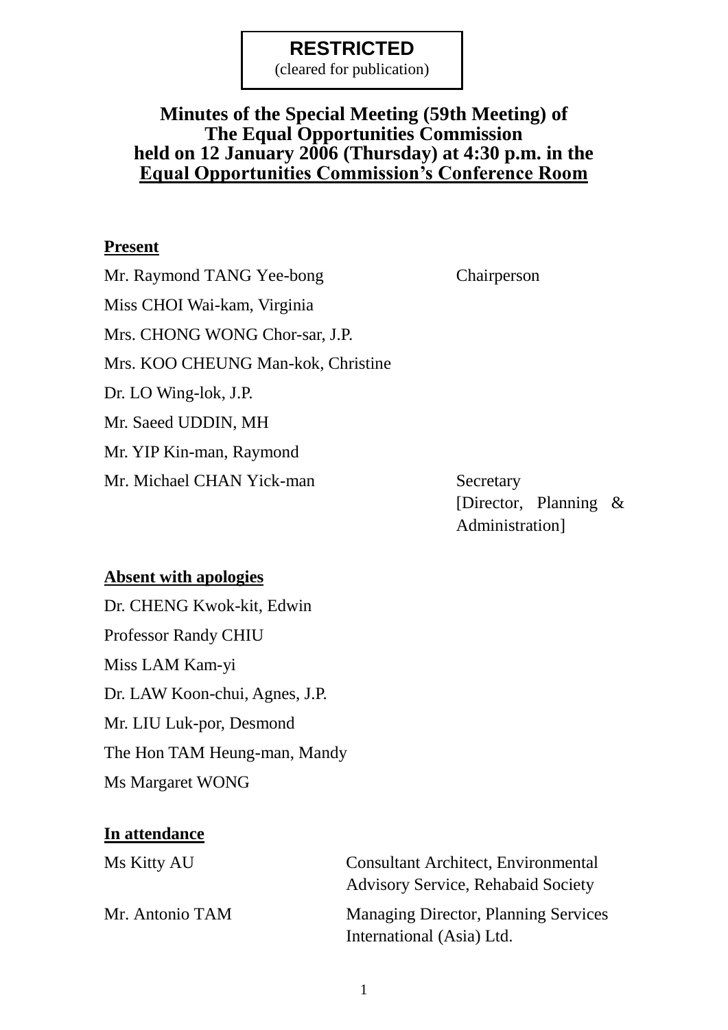**RESTRICTED**
(cleared for publication)

# Minutes of the Special Meeting (59th Meeting) of The Equal Opportunities Commission held on 12 January 2006 (Thursday) at 4:30 p.m. in the Equal Opportunities Commission's Conference Room

**Present**

| | |
|---|---|
| Mr. Raymond TANG Yee-bong | Chairperson |
| Miss CHOI Wai-kam, Virginia | |
| Mrs. CHONG WONG Chor-sar, J.P. | |
| Mrs. KOO CHEUNG Man-kok, Christine | |
| Dr. LO Wing-lok, J.P. | |
| Mr. Saeed UDDIN, MH | |
| Mr. YIP Kin-man, Raymond | |
| Mr. Michael CHAN Yick-man | Secretary [Director, Planning & Administration] |

**Absent with apologies**

Dr. CHENG Kwok-kit, Edwin

Professor Randy CHIU

Miss LAM Kam-yi

Dr. LAW Koon-chui, Agnes, J.P.

Mr. LIU Luk-por, Desmond

The Hon TAM Heung-man, Mandy

Ms Margaret WONG

**In attendance**

| | |
|---|---|
| Ms Kitty AU | Consultant Architect, Environmental Advisory Service, Rehabaid Society |
| Mr. Antonio TAM | Managing Director, Planning Services International (Asia) Ltd. |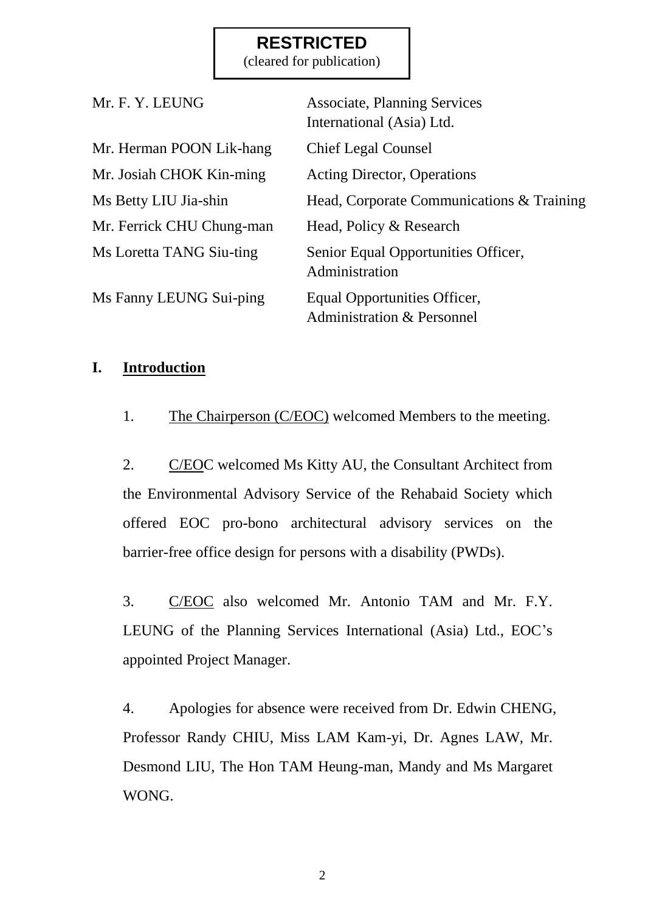**RESTRICTED**
(cleared for publication)

| | |
|---|---|
| Mr. F. Y. LEUNG | Associate, Planning Services International (Asia) Ltd. |
| Mr. Herman POON Lik-hang | Chief Legal Counsel |
| Mr. Josiah CHOK Kin-ming | Acting Director, Operations |
| Ms Betty LIU Jia-shin | Head, Corporate Communications & Training |
| Mr. Ferrick CHU Chung-man | Head, Policy & Research |
| Ms Loretta TANG Siu-ting | Senior Equal Opportunities Officer, Administration |
| Ms Fanny LEUNG Sui-ping | Equal Opportunities Officer, Administration & Personnel |

## I. Introduction

1. The Chairperson (C/EOC) welcomed Members to the meeting.

2. C/EOC welcomed Ms Kitty AU, the Consultant Architect from the Environmental Advisory Service of the Rehabaid Society which offered EOC pro-bono architectural advisory services on the barrier-free office design for persons with a disability (PWDs).

3. C/EOC also welcomed Mr. Antonio TAM and Mr. F.Y. LEUNG of the Planning Services International (Asia) Ltd., EOC's appointed Project Manager.

4. Apologies for absence were received from Dr. Edwin CHENG, Professor Randy CHIU, Miss LAM Kam-yi, Dr. Agnes LAW, Mr. Desmond LIU, The Hon TAM Heung-man, Mandy and Ms Margaret WONG.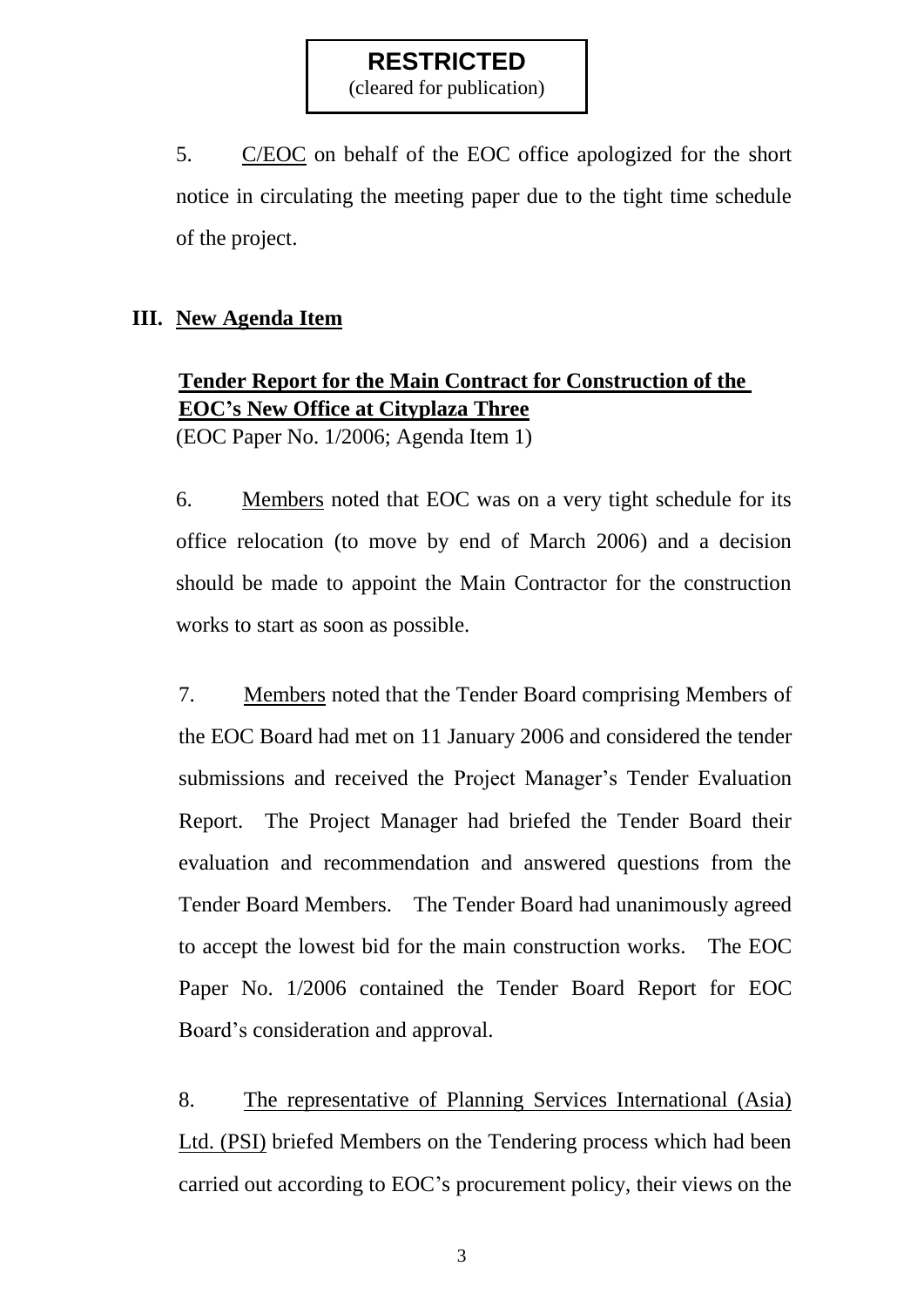**RESTRICTED**
(cleared for publication)

5. C/EOC on behalf of the EOC office apologized for the short notice in circulating the meeting paper due to the tight time schedule of the project.

## III. New Agenda Item

### Tender Report for the Main Contract for Construction of the EOC's New Office at Cityplaza Three

(EOC Paper No. 1/2006; Agenda Item 1)

6. Members noted that EOC was on a very tight schedule for its office relocation (to move by end of March 2006) and a decision should be made to appoint the Main Contractor for the construction works to start as soon as possible.

7. Members noted that the Tender Board comprising Members of the EOC Board had met on 11 January 2006 and considered the tender submissions and received the Project Manager's Tender Evaluation Report. The Project Manager had briefed the Tender Board their evaluation and recommendation and answered questions from the Tender Board Members. The Tender Board had unanimously agreed to accept the lowest bid for the main construction works. The EOC Paper No. 1/2006 contained the Tender Board Report for EOC Board's consideration and approval.

8. The representative of Planning Services International (Asia) Ltd. (PSI) briefed Members on the Tendering process which had been carried out according to EOC's procurement policy, their views on the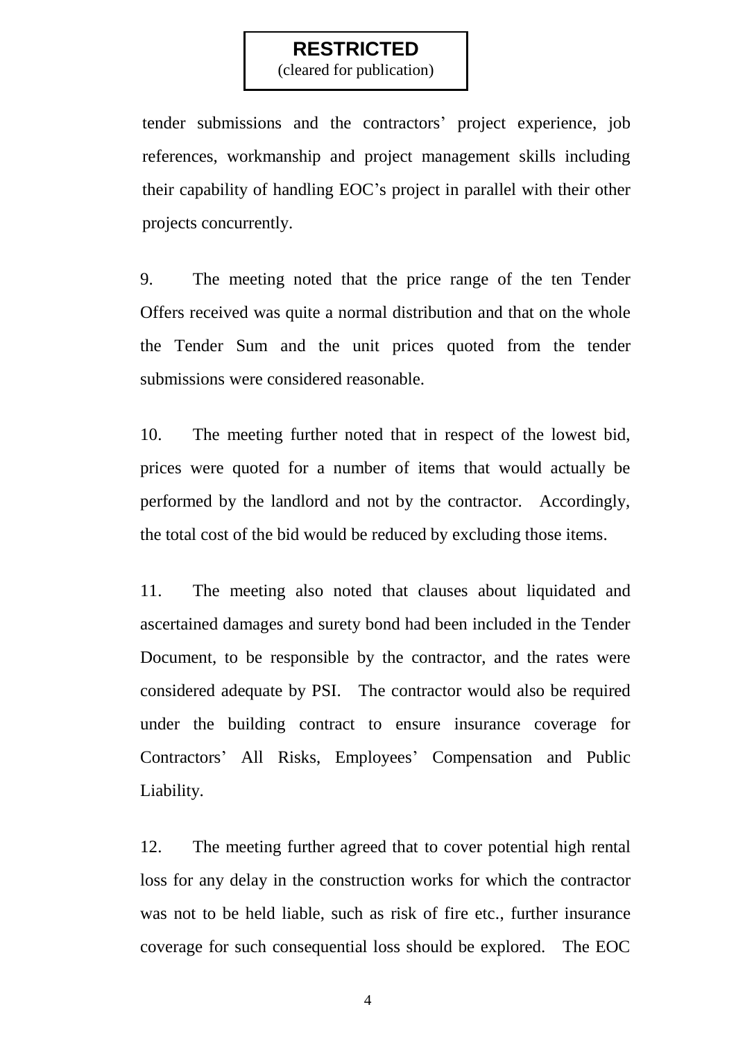**RESTRICTED**
(cleared for publication)

tender submissions and the contractors' project experience, job references, workmanship and project management skills including their capability of handling EOC's project in parallel with their other projects concurrently.

9. The meeting noted that the price range of the ten Tender Offers received was quite a normal distribution and that on the whole the Tender Sum and the unit prices quoted from the tender submissions were considered reasonable.

10. The meeting further noted that in respect of the lowest bid, prices were quoted for a number of items that would actually be performed by the landlord and not by the contractor. Accordingly, the total cost of the bid would be reduced by excluding those items.

11. The meeting also noted that clauses about liquidated and ascertained damages and surety bond had been included in the Tender Document, to be responsible by the contractor, and the rates were considered adequate by PSI. The contractor would also be required under the building contract to ensure insurance coverage for Contractors' All Risks, Employees' Compensation and Public Liability.

12. The meeting further agreed that to cover potential high rental loss for any delay in the construction works for which the contractor was not to be held liable, such as risk of fire etc., further insurance coverage for such consequential loss should be explored. The EOC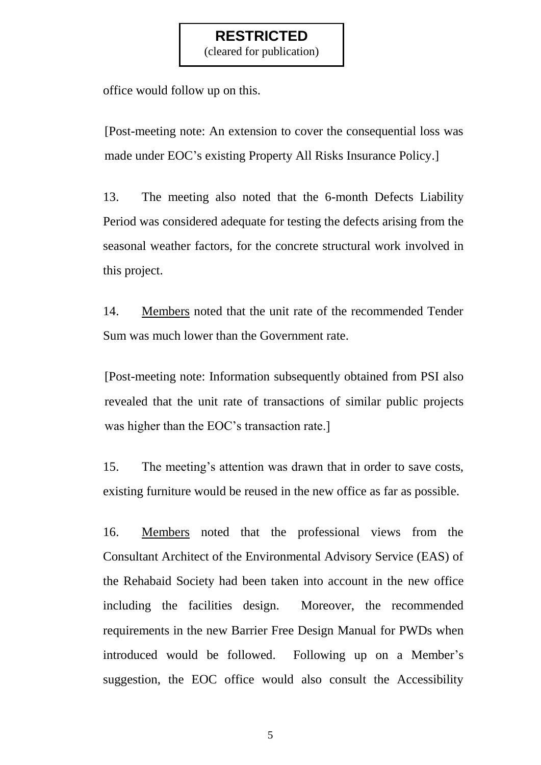**RESTRICTED**
(cleared for publication)

office would follow up on this.

[Post-meeting note: An extension to cover the consequential loss was made under EOC's existing Property All Risks Insurance Policy.]

13. The meeting also noted that the 6-month Defects Liability Period was considered adequate for testing the defects arising from the seasonal weather factors, for the concrete structural work involved in this project.

14. Members noted that the unit rate of the recommended Tender Sum was much lower than the Government rate.

[Post-meeting note: Information subsequently obtained from PSI also revealed that the unit rate of transactions of similar public projects was higher than the EOC's transaction rate.]

15. The meeting's attention was drawn that in order to save costs, existing furniture would be reused in the new office as far as possible.

16. Members noted that the professional views from the Consultant Architect of the Environmental Advisory Service (EAS) of the Rehabaid Society had been taken into account in the new office including the facilities design. Moreover, the recommended requirements in the new Barrier Free Design Manual for PWDs when introduced would be followed. Following up on a Member's suggestion, the EOC office would also consult the Accessibility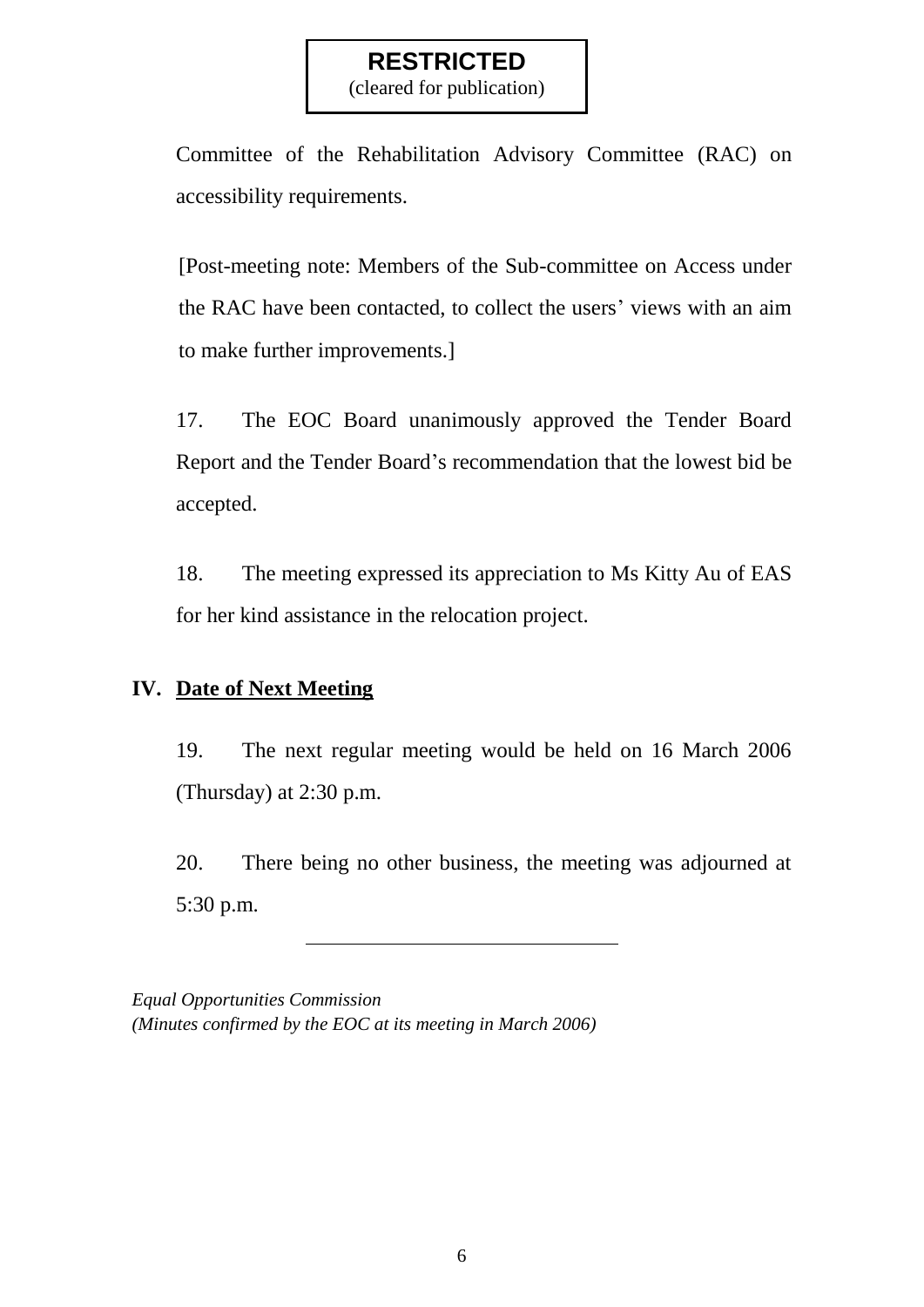**RESTRICTED**
(cleared for publication)

Committee of the Rehabilitation Advisory Committee (RAC) on accessibility requirements.

[Post-meeting note: Members of the Sub-committee on Access under the RAC have been contacted, to collect the users' views with an aim to make further improvements.]

17. The EOC Board unanimously approved the Tender Board Report and the Tender Board's recommendation that the lowest bid be accepted.

18. The meeting expressed its appreciation to Ms Kitty Au of EAS for her kind assistance in the relocation project.

## IV. Date of Next Meeting

19. The next regular meeting would be held on 16 March 2006 (Thursday) at 2:30 p.m.

20. There being no other business, the meeting was adjourned at 5:30 p.m.

---

*Equal Opportunities Commission*
*(Minutes confirmed by the EOC at its meeting in March 2006)*